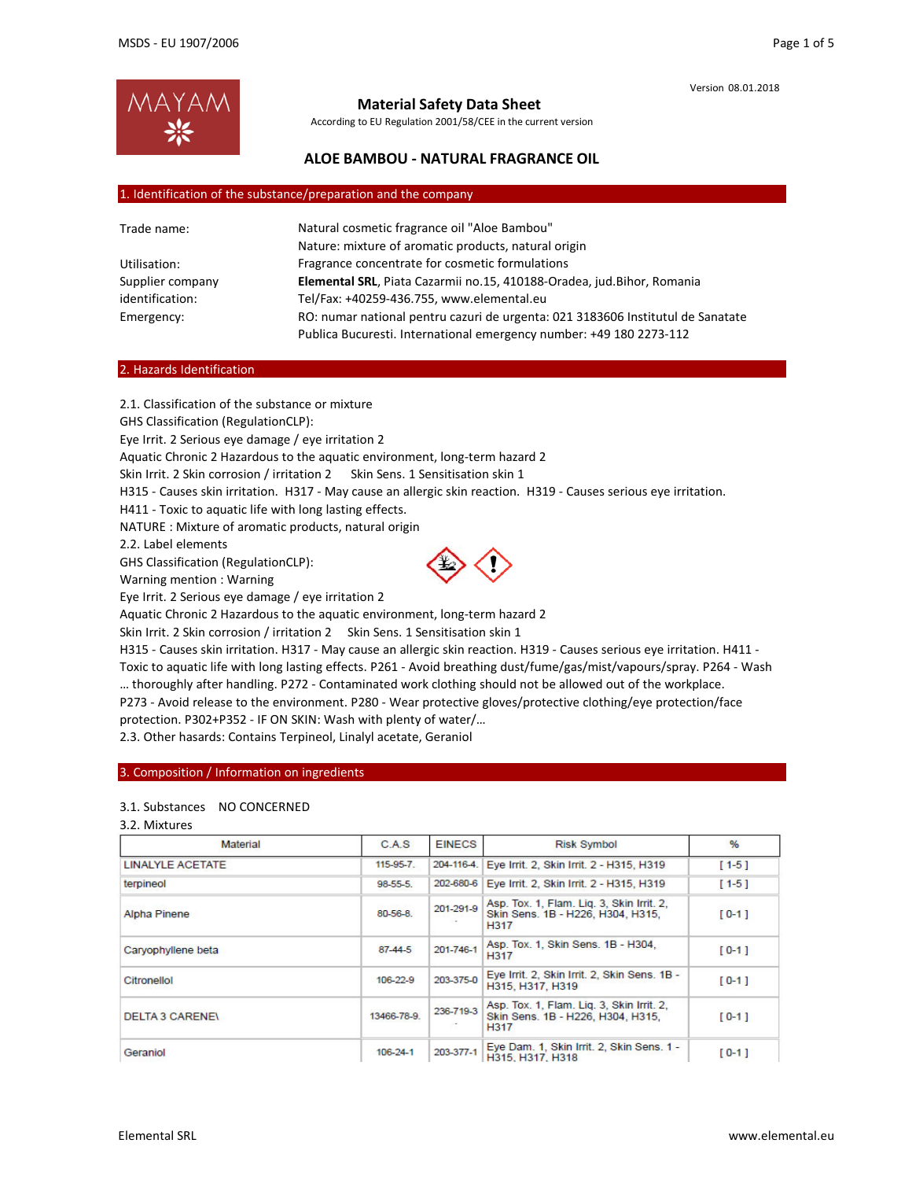Version 08.01.2018

# Material Safety Data Sheet

According to EU Regulation 2001/58/CEE in the current version

## ALOE BAMBOU - NATURAL FRAGRANCE OIL

## 1. Identification of the substance/preparation and the company

| | |
|---|---|
| Trade name: | Natural cosmetic fragrance oil "Aloe Bambou" |
| | Nature: mixture of aromatic products, natural origin |
| Utilisation: | Fragrance concentrate for cosmetic formulations |
| Supplier company identification: | **Elemental SRL**, Piata Cazarmii no.15, 410188-Oradea, jud.Bihor, Romania Tel/Fax: +40259-436.755, www.elemental.eu |
| Emergency: | RO: numar national pentru cazuri de urgenta: 021 3183606 Institutul de Sanatate Publica Bucuresti. International emergency number: +49 180 2273-112 |

## 2. Hazards Identification

2.1. Classification of the substance or mixture

GHS Classification (RegulationCLP):

Eye Irrit. 2 Serious eye damage / eye irritation 2

Aquatic Chronic 2 Hazardous to the aquatic environment, long-term hazard 2

Skin Irrit. 2 Skin corrosion / irritation 2 Skin Sens. 1 Sensitisation skin 1

H315 - Causes skin irritation. H317 - May cause an allergic skin reaction. H319 - Causes serious eye irritation.

H411 - Toxic to aquatic life with long lasting effects.

NATURE : Mixture of aromatic products, natural origin

2.2. Label elements

GHS Classification (RegulationCLP):

Warning mention : Warning

Eye Irrit. 2 Serious eye damage / eye irritation 2

Aquatic Chronic 2 Hazardous to the aquatic environment, long-term hazard 2

Skin Irrit. 2 Skin corrosion / irritation 2 Skin Sens. 1 Sensitisation skin 1

H315 - Causes skin irritation. H317 - May cause an allergic skin reaction. H319 - Causes serious eye irritation. H411 - Toxic to aquatic life with long lasting effects. P261 - Avoid breathing dust/fume/gas/mist/vapours/spray. P264 - Wash … thoroughly after handling. P272 - Contaminated work clothing should not be allowed out of the workplace. P273 - Avoid release to the environment. P280 - Wear protective gloves/protective clothing/eye protection/face protection. P302+P352 - IF ON SKIN: Wash with plenty of water/…

2.3. Other hasards: Contains Terpineol, Linalyl acetate, Geraniol

## 3. Composition / Information on ingredients

3.1. Substances NO CONCERNED

3.2. Mixtures

| Material | C.A.S | EINECS | Risk Symbol | % |
|---|---|---|---|---|
| LINALYLE ACETATE | 115-95-7. | 204-116-4. | Eye Irrit. 2, Skin Irrit. 2 - H315, H319 | [ 1-5 ] |
| terpineol | 98-55-5. | 202-680-6 | Eye Irrit. 2, Skin Irrit. 2 - H315, H319 | [ 1-5 ] |
| Alpha Pinene | 80-56-8. | 201-291-9 . | Asp. Tox. 1, Flam. Liq. 3, Skin Irrit. 2, Skin Sens. 1B - H226, H304, H315, H317 | [ 0-1 ] |
| Caryophyllene beta | 87-44-5 | 201-746-1 | Asp. Tox. 1, Skin Sens. 1B - H304, H317 | [ 0-1 ] |
| Citronellol | 106-22-9 | 203-375-0 | Eye Irrit. 2, Skin Irrit. 2, Skin Sens. 1B - H315, H317, H319 | [ 0-1 ] |
| DELTA 3 CARENE\ | 13466-78-9. | 236-719-3 . | Asp. Tox. 1, Flam. Liq. 3, Skin Irrit. 2, Skin Sens. 1B - H226, H304, H315, H317 | [ 0-1 ] |
| Geraniol | 106-24-1 | 203-377-1 | Eye Dam. 1, Skin Irrit. 2, Skin Sens. 1 - H315, H317, H318 | [ 0-1 ] |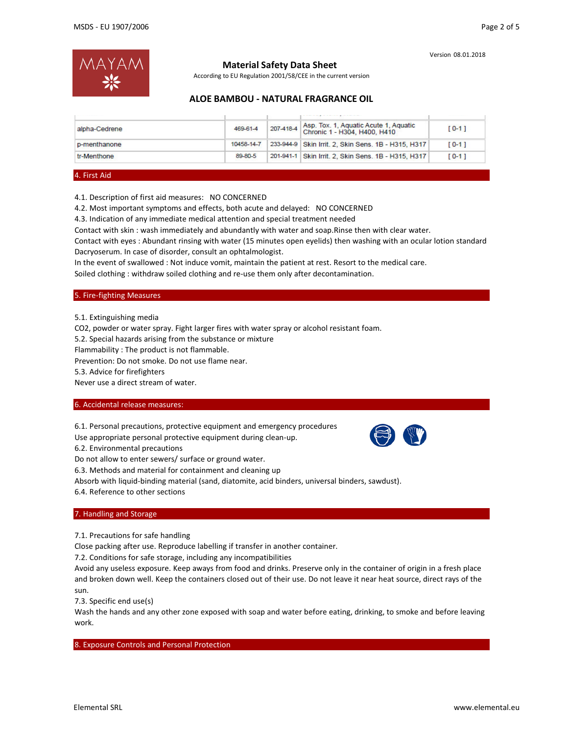# Material Safety Data Sheet

According to EU Regulation 2001/58/CEE in the current version

Version 08.01.2018

## ALOE BAMBOU - NATURAL FRAGRANCE OIL

| | | | | |
|---|---|---|---|---|
| alpha-Cedrene | 469-61-4 | 207-418-4 | Asp. Tox. 1, Aquatic Acute 1, Aquatic Chronic 1 - H304, H400, H410 | [ 0-1 ] |
| p-menthanone | 10458-14-7 | 233-944-9 | Skin Irrit. 2, Skin Sens. 1B - H315, H317 | [ 0-1 ] |
| tr-Menthone | 89-80-5 | 201-941-1 | Skin Irrit. 2, Skin Sens. 1B - H315, H317 | [ 0-1 ] |

## 4. First Aid

4.1. Description of first aid measures: NO CONCERNED

4.2. Most important symptoms and effects, both acute and delayed: NO CONCERNED

4.3. Indication of any immediate medical attention and special treatment needed

Contact with skin : wash immediately and abundantly with water and soap.Rinse then with clear water.

Contact with eyes : Abundant rinsing with water (15 minutes open eyelids) then washing with an ocular lotion standard Dacryoserum. In case of disorder, consult an ophtalmologist.

In the event of swallowed : Not induce vomit, maintain the patient at rest. Resort to the medical care.

Soiled clothing : withdraw soiled clothing and re-use them only after decontamination.

## 5. Fire-fighting Measures

5.1. Extinguishing media

$CO_2$, powder or water spray. Fight larger fires with water spray or alcohol resistant foam.

5.2. Special hazards arising from the substance or mixture

Flammability : The product is not flammable.

Prevention: Do not smoke. Do not use flame near.

5.3. Advice for firefighters

Never use a direct stream of water.

## 6. Accidental release measures:

6.1. Personal precautions, protective equipment and emergency procedures

Use appropriate personal protective equipment during clean-up.

6.2. Environmental precautions

Do not allow to enter sewers/ surface or ground water.

6.3. Methods and material for containment and cleaning up

Absorb with liquid-binding material (sand, diatomite, acid binders, universal binders, sawdust).

6.4. Reference to other sections

## 7. Handling and Storage

7.1. Precautions for safe handling

Close packing after use. Reproduce labelling if transfer in another container.

7.2. Conditions for safe storage, including any incompatibilities

Avoid any useless exposure. Keep aways from food and drinks. Preserve only in the container of origin in a fresh place and broken down well. Keep the containers closed out of their use. Do not leave it near heat source, direct rays of the sun.

7.3. Specific end use(s)

Wash the hands and any other zone exposed with soap and water before eating, drinking, to smoke and before leaving work.

## 8. Exposure Controls and Personal Protection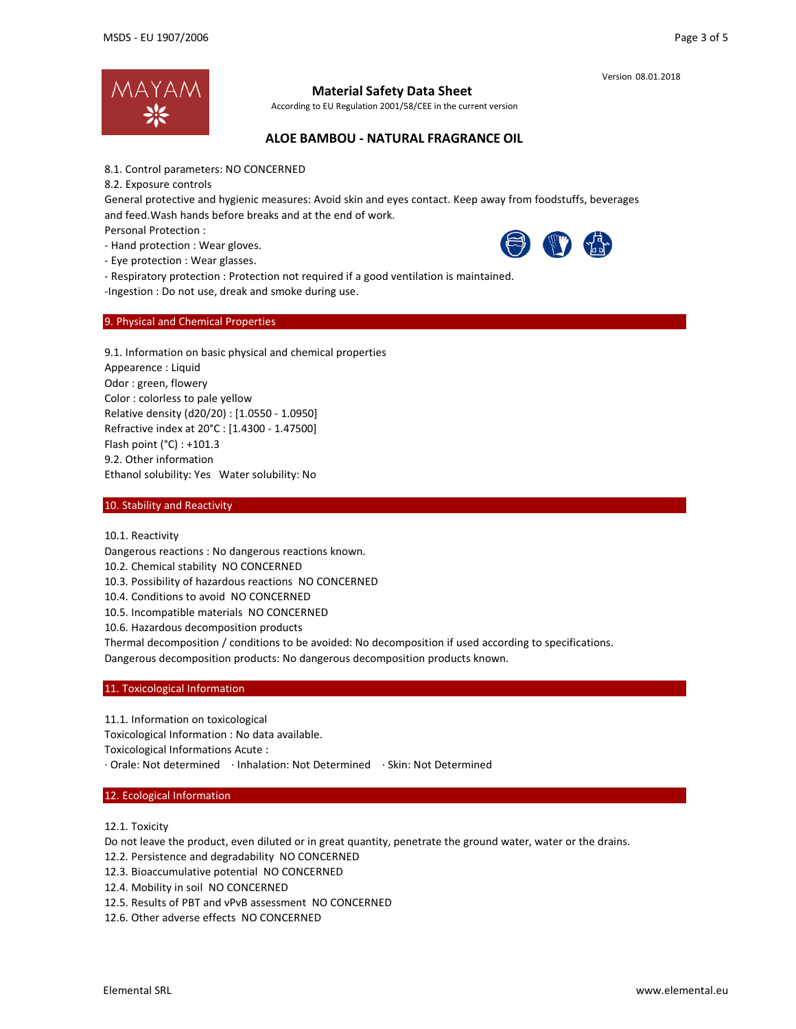Version 08.01.2018

# Material Safety Data Sheet

According to EU Regulation 2001/58/CEE in the current version

## ALOE BAMBOU - NATURAL FRAGRANCE OIL

8.1. Control parameters: NO CONCERNED

8.2. Exposure controls

General protective and hygienic measures: Avoid skin and eyes contact. Keep away from foodstuffs, beverages and feed.Wash hands before breaks and at the end of work.

Personal Protection :

- Hand protection : Wear gloves.
- Eye protection : Wear glasses.
- Respiratory protection : Protection not required if a good ventilation is maintained.

-Ingestion : Do not use, dreak and smoke during use.

## 9. Physical and Chemical Properties

9.1. Information on basic physical and chemical properties

Appearence : Liquid

Odor : green, flowery

Color : colorless to pale yellow

Relative density (d20/20) : [1.0550 - 1.0950]

Refractive index at 20°C : [1.4300 - 1.47500]

Flash point (°C) : +101.3

9.2. Other information

Ethanol solubility: Yes   Water solubility: No

## 10. Stability and Reactivity

10.1. Reactivity

Dangerous reactions : No dangerous reactions known.

10.2. Chemical stability  NO CONCERNED

10.3. Possibility of hazardous reactions  NO CONCERNED

10.4. Conditions to avoid  NO CONCERNED

10.5. Incompatible materials  NO CONCERNED

10.6. Hazardous decomposition products

Thermal decomposition / conditions to be avoided: No decomposition if used according to specifications.

Dangerous decomposition products: No dangerous decomposition products known.

## 11. Toxicological Information

11.1. Information on toxicological

Toxicological Information : No data available.

Toxicological Informations Acute :

· Orale: Not determined   · Inhalation: Not Determined   · Skin: Not Determined

## 12. Ecological Information

12.1. Toxicity

Do not leave the product, even diluted or in great quantity, penetrate the ground water, water or the drains.

12.2. Persistence and degradability  NO CONCERNED

12.3. Bioaccumulative potential  NO CONCERNED

12.4. Mobility in soil  NO CONCERNED

12.5. Results of PBT and vPvB assessment  NO CONCERNED

12.6. Other adverse effects  NO CONCERNED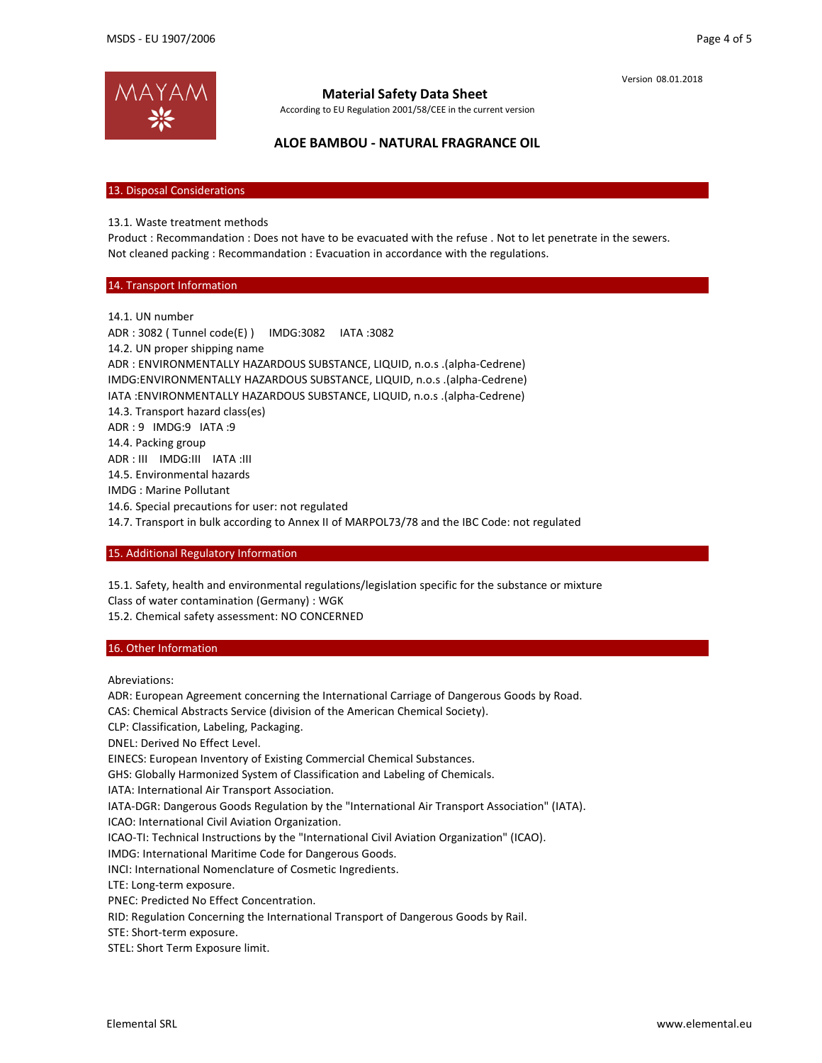Version 08.01.2018

**Material Safety Data Sheet**

According to EU Regulation 2001/58/CEE in the current version

## ALOE BAMBOU - NATURAL FRAGRANCE OIL

## 13. Disposal Considerations

13.1. Waste treatment methods

Product : Recommandation : Does not have to be evacuated with the refuse . Not to let penetrate in the sewers.

Not cleaned packing : Recommandation : Evacuation in accordance with the regulations.

## 14. Transport Information

14.1. UN number

ADR : 3082 ( Tunnel code(E) ) IMDG:3082 IATA :3082

14.2. UN proper shipping name

ADR : ENVIRONMENTALLY HAZARDOUS SUBSTANCE, LIQUID, n.o.s .(alpha-Cedrene)

IMDG:ENVIRONMENTALLY HAZARDOUS SUBSTANCE, LIQUID, n.o.s .(alpha-Cedrene)

IATA :ENVIRONMENTALLY HAZARDOUS SUBSTANCE, LIQUID, n.o.s .(alpha-Cedrene)

14.3. Transport hazard class(es)

ADR : 9 IMDG:9 IATA :9

14.4. Packing group

ADR : III IMDG:III IATA :III

14.5. Environmental hazards

IMDG : Marine Pollutant

14.6. Special precautions for user: not regulated

14.7. Transport in bulk according to Annex II of MARPOL73/78 and the IBC Code: not regulated

## 15. Additional Regulatory Information

15.1. Safety, health and environmental regulations/legislation specific for the substance or mixture

Class of water contamination (Germany) : WGK

15.2. Chemical safety assessment: NO CONCERNED

## 16. Other Information

Abreviations:

ADR: European Agreement concerning the International Carriage of Dangerous Goods by Road.

CAS: Chemical Abstracts Service (division of the American Chemical Society).

CLP: Classification, Labeling, Packaging.

DNEL: Derived No Effect Level.

EINECS: European Inventory of Existing Commercial Chemical Substances.

GHS: Globally Harmonized System of Classification and Labeling of Chemicals.

IATA: International Air Transport Association.

IATA-DGR: Dangerous Goods Regulation by the "International Air Transport Association" (IATA).

ICAO: International Civil Aviation Organization.

ICAO-TI: Technical Instructions by the "International Civil Aviation Organization" (ICAO).

IMDG: International Maritime Code for Dangerous Goods.

INCI: International Nomenclature of Cosmetic Ingredients.

LTE: Long-term exposure.

PNEC: Predicted No Effect Concentration.

RID: Regulation Concerning the International Transport of Dangerous Goods by Rail.

STE: Short-term exposure.

STEL: Short Term Exposure limit.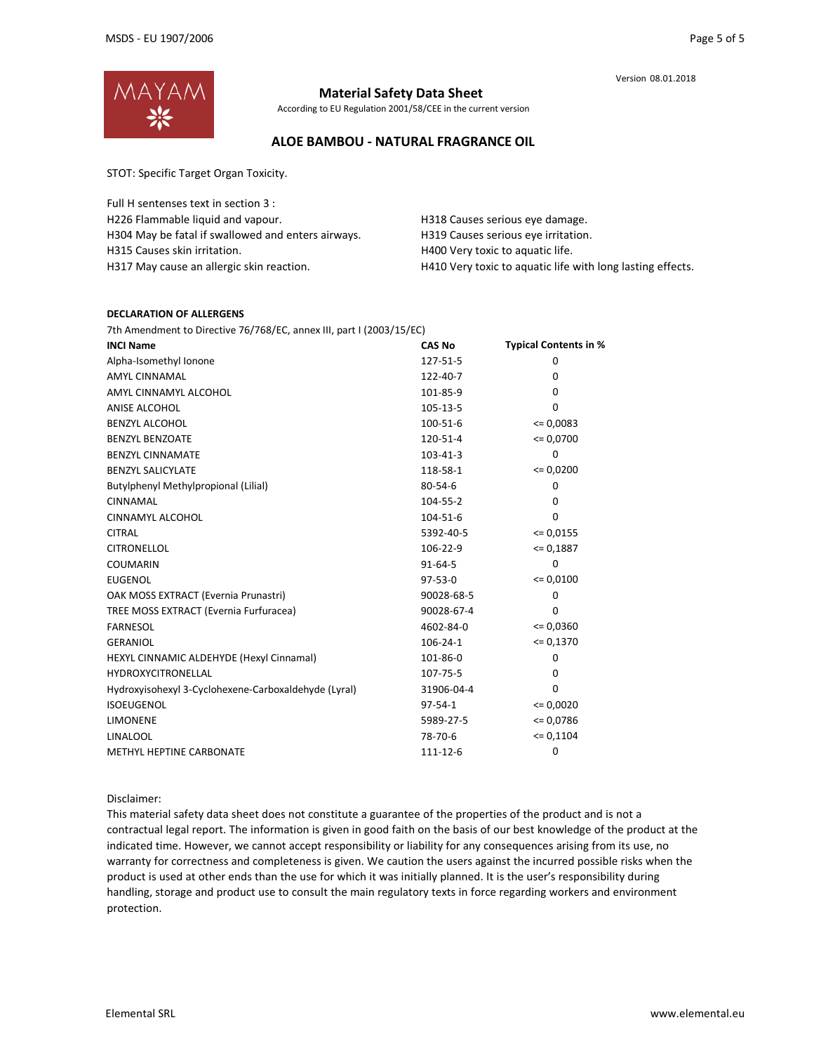Version 08.01.2018

**Material Safety Data Sheet**

According to EU Regulation 2001/58/CEE in the current version

## ALOE BAMBOU - NATURAL FRAGRANCE OIL

STOT: Specific Target Organ Toxicity.

Full H sentenses text in section 3 :

H226 Flammable liquid and vapour.
H304 May be fatal if swallowed and enters airways.
H315 Causes skin irritation.
H317 May cause an allergic skin reaction.
H318 Causes serious eye damage.
H319 Causes serious eye irritation.
H400 Very toxic to aquatic life.
H410 Very toxic to aquatic life with long lasting effects.

**DECLARATION OF ALLERGENS**

7th Amendment to Directive 76/768/EC, annex III, part I (2003/15/EC)

| INCI Name | CAS No | Typical Contents in % |
|---|---|---|
| Alpha-Isomethyl Ionone | 127-51-5 | 0 |
| AMYL CINNAMAL | 122-40-7 | 0 |
| AMYL CINNAMYL ALCOHOL | 101-85-9 | 0 |
| ANISE ALCOHOL | 105-13-5 | 0 |
| BENZYL ALCOHOL | 100-51-6 | <= 0,0083 |
| BENZYL BENZOATE | 120-51-4 | <= 0,0700 |
| BENZYL CINNAMATE | 103-41-3 | 0 |
| BENZYL SALICYLATE | 118-58-1 | <= 0,0200 |
| Butylphenyl Methylpropional (Lilial) | 80-54-6 | 0 |
| CINNAMAL | 104-55-2 | 0 |
| CINNAMYL ALCOHOL | 104-51-6 | 0 |
| CITRAL | 5392-40-5 | <= 0,0155 |
| CITRONELLOL | 106-22-9 | <= 0,1887 |
| COUMARIN | 91-64-5 | 0 |
| EUGENOL | 97-53-0 | <= 0,0100 |
| OAK MOSS EXTRACT (Evernia Prunastri) | 90028-68-5 | 0 |
| TREE MOSS EXTRACT (Evernia Furfuracea) | 90028-67-4 | 0 |
| FARNESOL | 4602-84-0 | <= 0,0360 |
| GERANIOL | 106-24-1 | <= 0,1370 |
| HEXYL CINNAMIC ALDEHYDE (Hexyl Cinnamal) | 101-86-0 | 0 |
| HYDROXYCITRONELLAL | 107-75-5 | 0 |
| Hydroxyisohexyl 3-Cyclohexene-Carboxaldehyde (Lyral) | 31906-04-4 | 0 |
| ISOEUGENOL | 97-54-1 | <= 0,0020 |
| LIMONENE | 5989-27-5 | <= 0,0786 |
| LINALOOL | 78-70-6 | <= 0,1104 |
| METHYL HEPTINE CARBONATE | 111-12-6 | 0 |

Disclaimer:

This material safety data sheet does not constitute a guarantee of the properties of the product and is not a contractual legal report. The information is given in good faith on the basis of our best knowledge of the product at the indicated time. However, we cannot accept responsibility or liability for any consequences arising from its use, no warranty for correctness and completeness is given. We caution the users against the incurred possible risks when the product is used at other ends than the use for which it was initially planned. It is the user's responsibility during handling, storage and product use to consult the main regulatory texts in force regarding workers and environment protection.